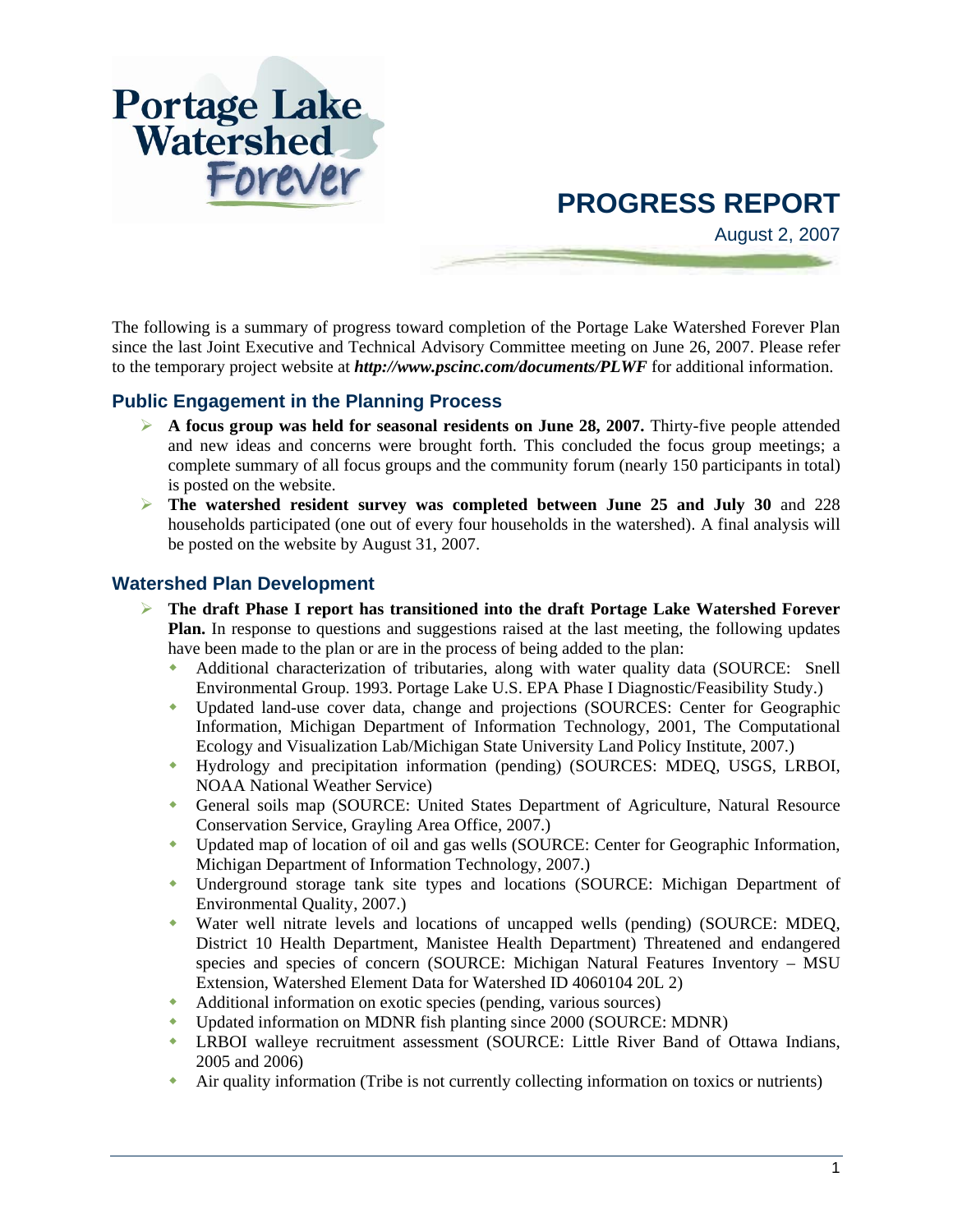Portage Lake Watershed Forever

# PROGRESS REPORT

August 2, 2007

The following is a summary of progress toward completion of the Portage Lake Watershed Forever Plan since the last Joint Executive and Technical Advisory Committee meeting on June 26, 2007. Please refer to the temporary project website at ***http://www.pscinc.com/documents/PLWF*** for additional information.

## Public Engagement in the Planning Process

- **A focus group was held for seasonal residents on June 28, 2007.** Thirty-five people attended and new ideas and concerns were brought forth. This concluded the focus group meetings; a complete summary of all focus groups and the community forum (nearly 150 participants in total) is posted on the website.
- **The watershed resident survey was completed between June 25 and July 30** and 228 households participated (one out of every four households in the watershed). A final analysis will be posted on the website by August 31, 2007.

## Watershed Plan Development

- **The draft Phase I report has transitioned into the draft Portage Lake Watershed Forever Plan.** In response to questions and suggestions raised at the last meeting, the following updates have been made to the plan or are in the process of being added to the plan:
  - Additional characterization of tributaries, along with water quality data (SOURCE: Snell Environmental Group. 1993. Portage Lake U.S. EPA Phase I Diagnostic/Feasibility Study.)
  - Updated land-use cover data, change and projections (SOURCES: Center for Geographic Information, Michigan Department of Information Technology, 2001, The Computational Ecology and Visualization Lab/Michigan State University Land Policy Institute, 2007.)
  - Hydrology and precipitation information (pending) (SOURCES: MDEQ, USGS, LRBOI, NOAA National Weather Service)
  - General soils map (SOURCE: United States Department of Agriculture, Natural Resource Conservation Service, Grayling Area Office, 2007.)
  - Updated map of location of oil and gas wells (SOURCE: Center for Geographic Information, Michigan Department of Information Technology, 2007.)
  - Underground storage tank site types and locations (SOURCE: Michigan Department of Environmental Quality, 2007.)
  - Water well nitrate levels and locations of uncapped wells (pending) (SOURCE: MDEQ, District 10 Health Department, Manistee Health Department) Threatened and endangered species and species of concern (SOURCE: Michigan Natural Features Inventory – MSU Extension, Watershed Element Data for Watershed ID 4060104 20L 2)
  - Additional information on exotic species (pending, various sources)
  - Updated information on MDNR fish planting since 2000 (SOURCE: MDNR)
  - LRBOI walleye recruitment assessment (SOURCE: Little River Band of Ottawa Indians, 2005 and 2006)
  - Air quality information (Tribe is not currently collecting information on toxics or nutrients)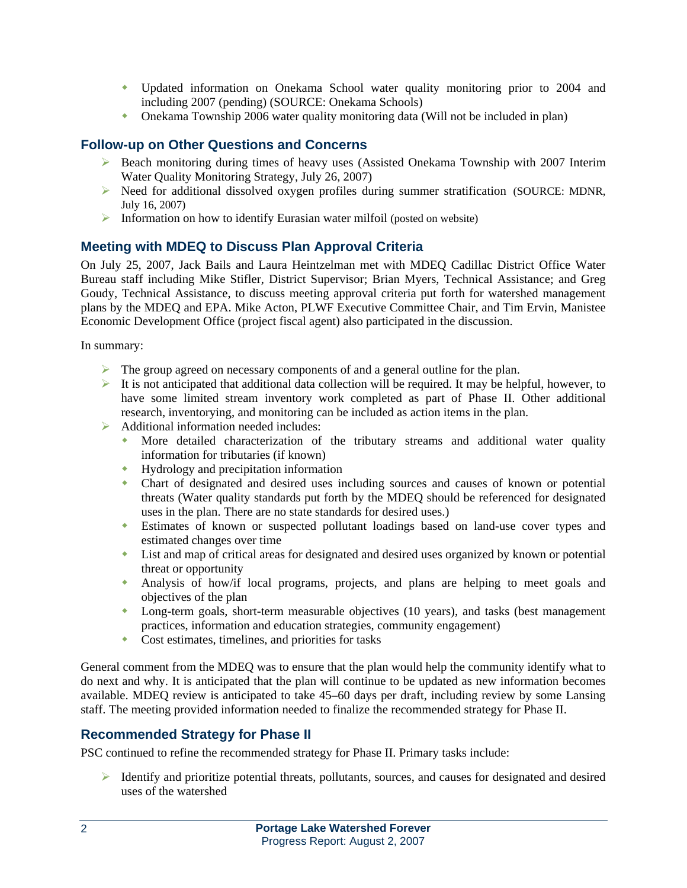- Updated information on Onekama School water quality monitoring prior to 2004 and including 2007 (pending) (SOURCE: Onekama Schools)
- Onekama Township 2006 water quality monitoring data (Will not be included in plan)

## Follow-up on Other Questions and Concerns

- Beach monitoring during times of heavy uses (Assisted Onekama Township with 2007 Interim Water Quality Monitoring Strategy, July 26, 2007)
- Need for additional dissolved oxygen profiles during summer stratification (SOURCE: MDNR, July 16, 2007)
- Information on how to identify Eurasian water milfoil (posted on website)

## Meeting with MDEQ to Discuss Plan Approval Criteria

On July 25, 2007, Jack Bails and Laura Heintzelman met with MDEQ Cadillac District Office Water Bureau staff including Mike Stifler, District Supervisor; Brian Myers, Technical Assistance; and Greg Goudy, Technical Assistance, to discuss meeting approval criteria put forth for watershed management plans by the MDEQ and EPA. Mike Acton, PLWF Executive Committee Chair, and Tim Ervin, Manistee Economic Development Office (project fiscal agent) also participated in the discussion.

In summary:

- The group agreed on necessary components of and a general outline for the plan.
- It is not anticipated that additional data collection will be required. It may be helpful, however, to have some limited stream inventory work completed as part of Phase II. Other additional research, inventorying, and monitoring can be included as action items in the plan.
- Additional information needed includes:
  - More detailed characterization of the tributary streams and additional water quality information for tributaries (if known)
  - Hydrology and precipitation information
  - Chart of designated and desired uses including sources and causes of known or potential threats (Water quality standards put forth by the MDEQ should be referenced for designated uses in the plan. There are no state standards for desired uses.)
  - Estimates of known or suspected pollutant loadings based on land-use cover types and estimated changes over time
  - List and map of critical areas for designated and desired uses organized by known or potential threat or opportunity
  - Analysis of how/if local programs, projects, and plans are helping to meet goals and objectives of the plan
  - Long-term goals, short-term measurable objectives (10 years), and tasks (best management practices, information and education strategies, community engagement)
  - Cost estimates, timelines, and priorities for tasks

General comment from the MDEQ was to ensure that the plan would help the community identify what to do next and why. It is anticipated that the plan will continue to be updated as new information becomes available. MDEQ review is anticipated to take 45–60 days per draft, including review by some Lansing staff. The meeting provided information needed to finalize the recommended strategy for Phase II.

## Recommended Strategy for Phase II

PSC continued to refine the recommended strategy for Phase II. Primary tasks include:

- Identify and prioritize potential threats, pollutants, sources, and causes for designated and desired uses of the watershed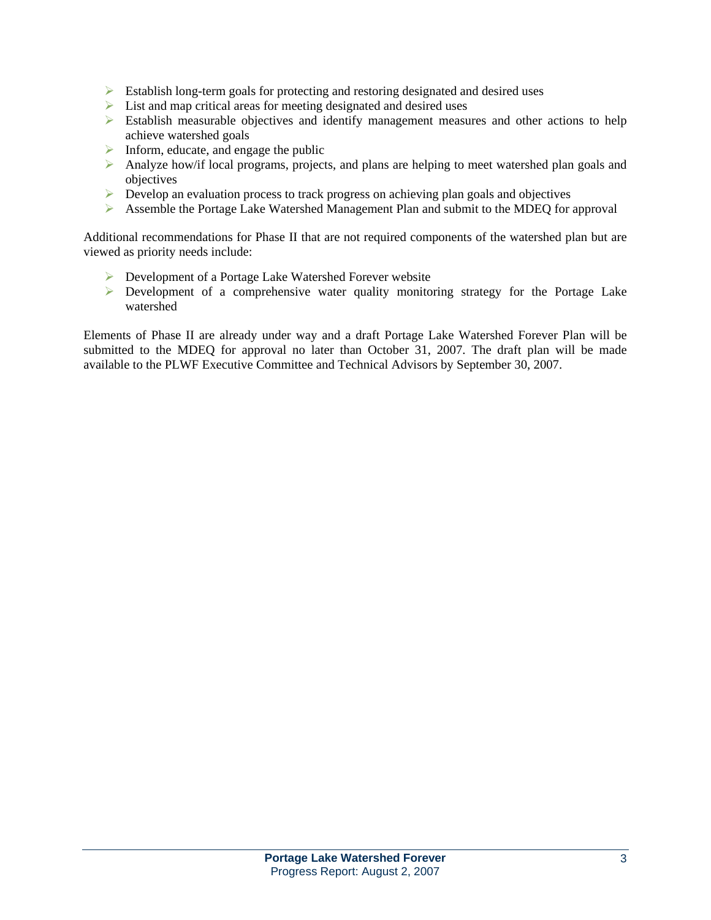- Establish long-term goals for protecting and restoring designated and desired uses
- List and map critical areas for meeting designated and desired uses
- Establish measurable objectives and identify management measures and other actions to help achieve watershed goals
- Inform, educate, and engage the public
- Analyze how/if local programs, projects, and plans are helping to meet watershed plan goals and objectives
- Develop an evaluation process to track progress on achieving plan goals and objectives
- Assemble the Portage Lake Watershed Management Plan and submit to the MDEQ for approval

Additional recommendations for Phase II that are not required components of the watershed plan but are viewed as priority needs include:

- Development of a Portage Lake Watershed Forever website
- Development of a comprehensive water quality monitoring strategy for the Portage Lake watershed

Elements of Phase II are already under way and a draft Portage Lake Watershed Forever Plan will be submitted to the MDEQ for approval no later than October 31, 2007. The draft plan will be made available to the PLWF Executive Committee and Technical Advisors by September 30, 2007.